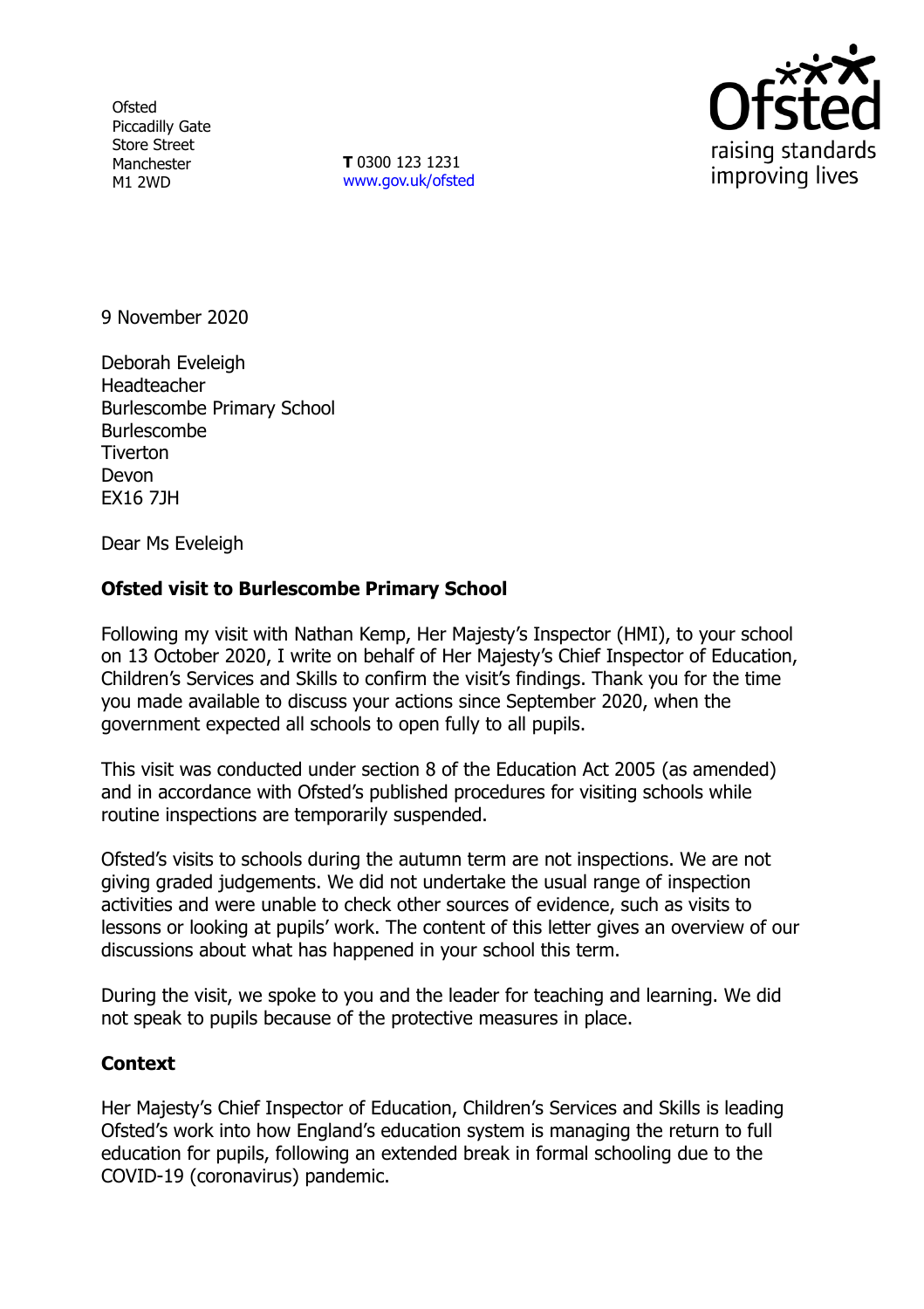Ofsted
Piccadilly Gate
Store Street
Manchester
M1 2WD

**T** 0300 123 1231
www.gov.uk/ofsted

9 November 2020

Deborah Eveleigh
Headteacher
Burlescombe Primary School
Burlescombe
Tiverton
Devon
EX16 7JH

Dear Ms Eveleigh

**Ofsted visit to Burlescombe Primary School**

Following my visit with Nathan Kemp, Her Majesty's Inspector (HMI), to your school on 13 October 2020, I write on behalf of Her Majesty's Chief Inspector of Education, Children's Services and Skills to confirm the visit's findings. Thank you for the time you made available to discuss your actions since September 2020, when the government expected all schools to open fully to all pupils.

This visit was conducted under section 8 of the Education Act 2005 (as amended) and in accordance with Ofsted's published procedures for visiting schools while routine inspections are temporarily suspended.

Ofsted's visits to schools during the autumn term are not inspections. We are not giving graded judgements. We did not undertake the usual range of inspection activities and were unable to check other sources of evidence, such as visits to lessons or looking at pupils' work. The content of this letter gives an overview of our discussions about what has happened in your school this term.

During the visit, we spoke to you and the leader for teaching and learning. We did not speak to pupils because of the protective measures in place.

**Context**

Her Majesty's Chief Inspector of Education, Children's Services and Skills is leading Ofsted's work into how England's education system is managing the return to full education for pupils, following an extended break in formal schooling due to the COVID-19 (coronavirus) pandemic.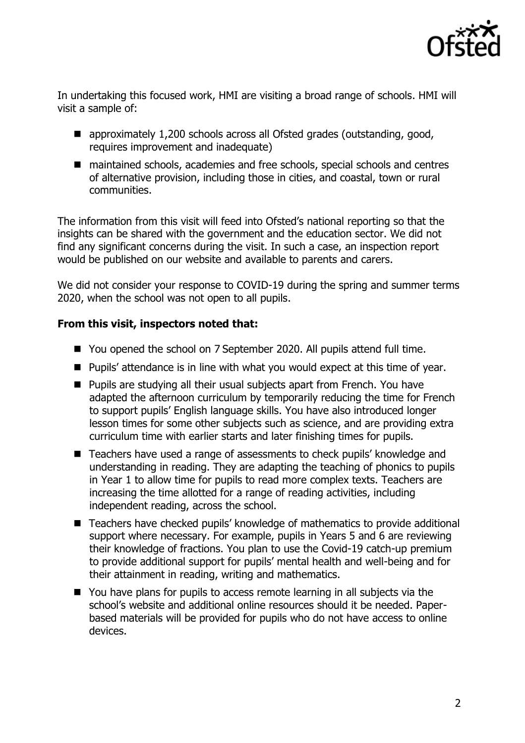In undertaking this focused work, HMI are visiting a broad range of schools. HMI will visit a sample of:

- approximately 1,200 schools across all Ofsted grades (outstanding, good, requires improvement and inadequate)
- maintained schools, academies and free schools, special schools and centres of alternative provision, including those in cities, and coastal, town or rural communities.

The information from this visit will feed into Ofsted's national reporting so that the insights can be shared with the government and the education sector. We did not find any significant concerns during the visit. In such a case, an inspection report would be published on our website and available to parents and carers.

We did not consider your response to COVID-19 during the spring and summer terms 2020, when the school was not open to all pupils.

**From this visit, inspectors noted that:**

- You opened the school on 7 September 2020. All pupils attend full time.
- Pupils' attendance is in line with what you would expect at this time of year.
- Pupils are studying all their usual subjects apart from French. You have adapted the afternoon curriculum by temporarily reducing the time for French to support pupils' English language skills. You have also introduced longer lesson times for some other subjects such as science, and are providing extra curriculum time with earlier starts and later finishing times for pupils.
- Teachers have used a range of assessments to check pupils' knowledge and understanding in reading. They are adapting the teaching of phonics to pupils in Year 1 to allow time for pupils to read more complex texts. Teachers are increasing the time allotted for a range of reading activities, including independent reading, across the school.
- Teachers have checked pupils' knowledge of mathematics to provide additional support where necessary. For example, pupils in Years 5 and 6 are reviewing their knowledge of fractions. You plan to use the Covid-19 catch-up premium to provide additional support for pupils' mental health and well-being and for their attainment in reading, writing and mathematics.
- You have plans for pupils to access remote learning in all subjects via the school's website and additional online resources should it be needed. Paper-based materials will be provided for pupils who do not have access to online devices.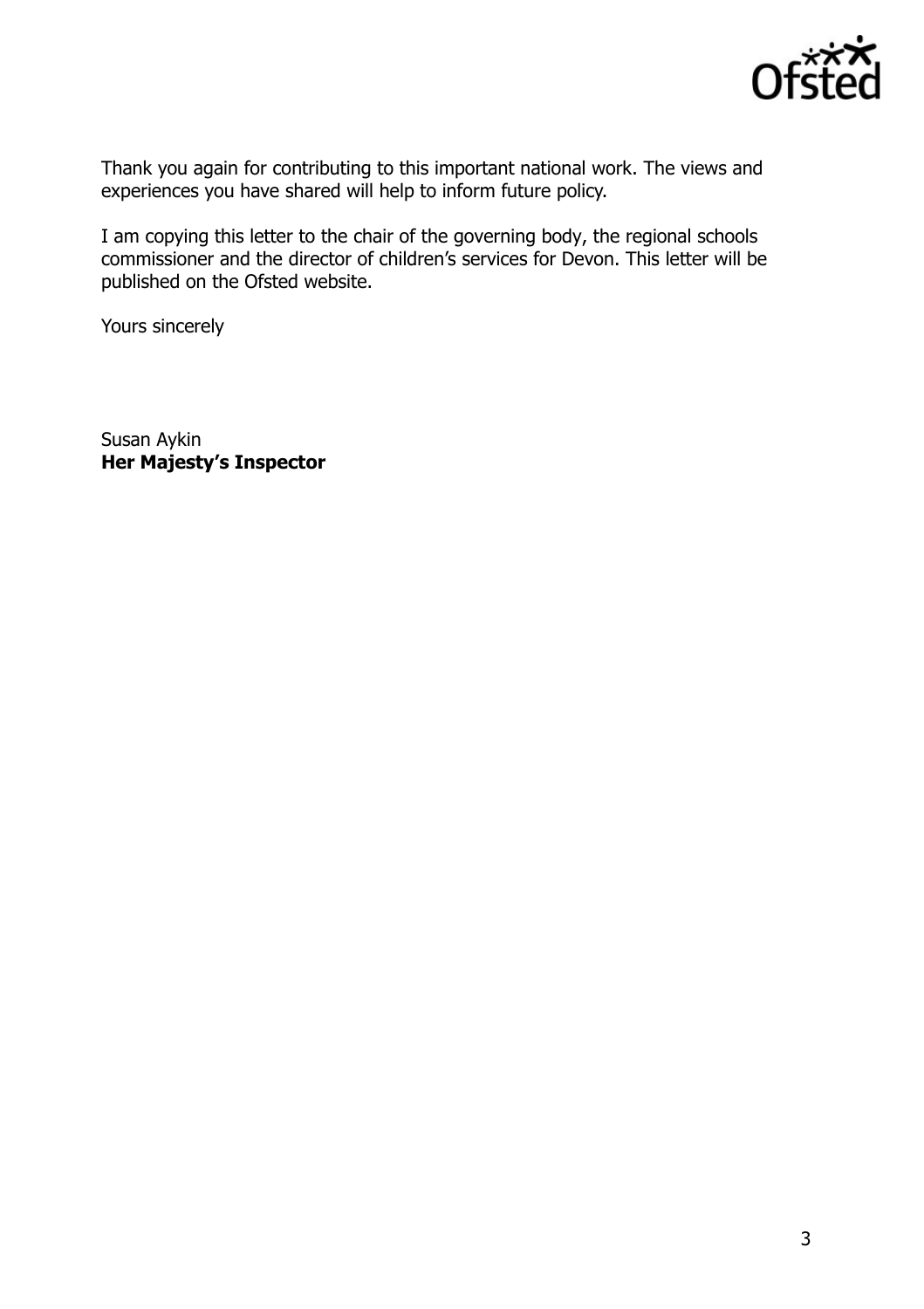Thank you again for contributing to this important national work. The views and experiences you have shared will help to inform future policy.

I am copying this letter to the chair of the governing body, the regional schools commissioner and the director of children's services for Devon. This letter will be published on the Ofsted website.

Yours sincerely

Susan Aykin
**Her Majesty's Inspector**